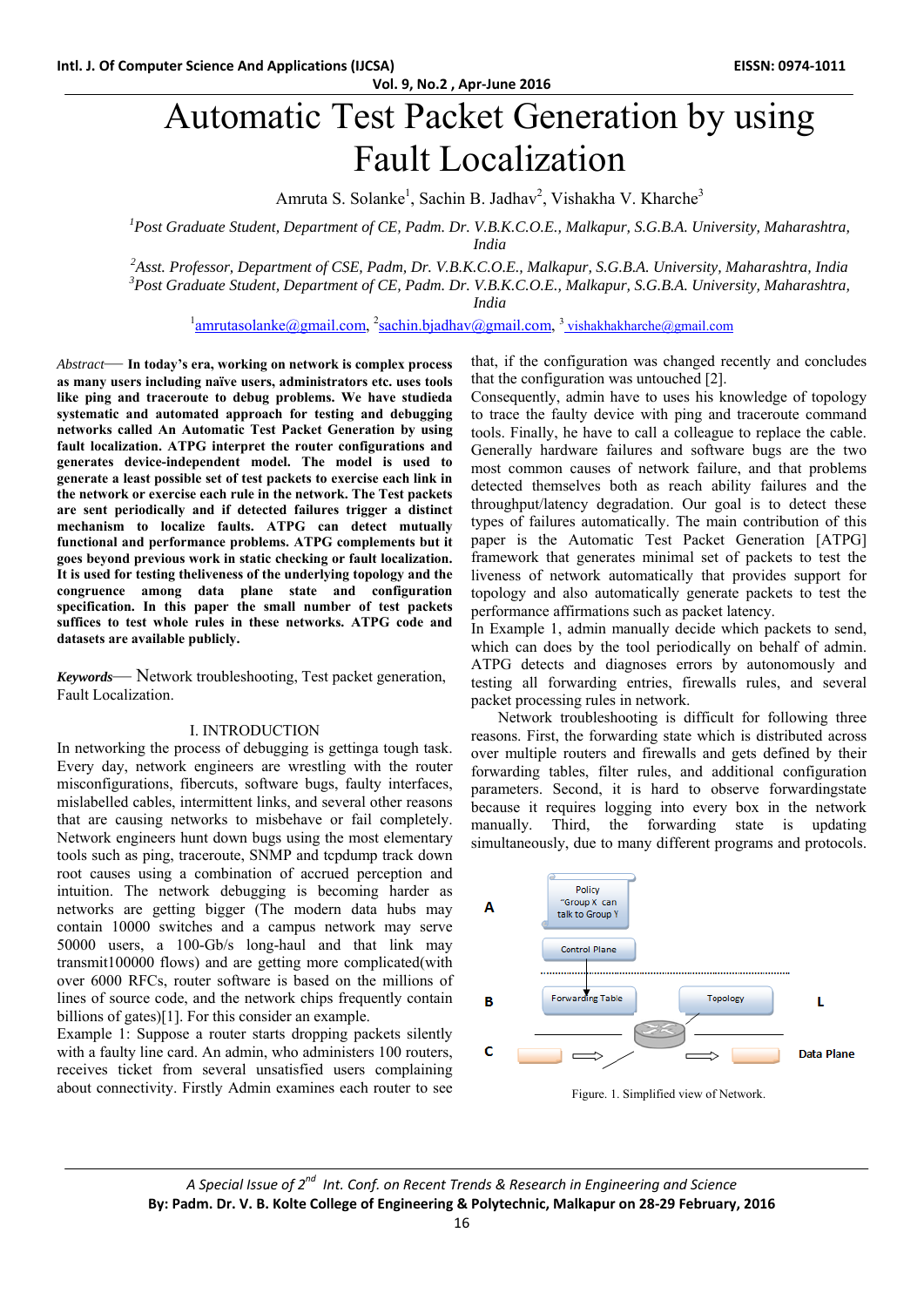# Automatic Test Packet Generation by using Fault Localization

Amruta S. Solanke[1], Sachin B. Jadhav[2], Vishakha V. Kharche[3]

[1]*Post Graduate Student, Department of CE, Padm. Dr. V.B.K.C.O.E., Malkapur, S.G.B.A. University, Maharashtra, India*

[2]*Asst. Professor, Department of CSE, Padm, Dr. V.B.K.C.O.E., Malkapur, S.G.B.A. University, Maharashtra, India*

[3]*Post Graduate Student, Department of CE, Padm. Dr. V.B.K.C.O.E., Malkapur, S.G.B.A. University, Maharashtra, India*

[1]amrutasolanke@gmail.com, [2]sachin.bjadhav@gmail.com, [3] vishakhakharche@gmail.com

*Abstract*— **In today's era, working on network is complex process as many users including naïve users, administrators etc. uses tools like ping and traceroute to debug problems. We have studieda systematic and automated approach for testing and debugging networks called An Automatic Test Packet Generation by using fault localization. ATPG interpret the router configurations and generates device-independent model. The model is used to generate a least possible set of test packets to exercise each link in the network or exercise each rule in the network. The Test packets are sent periodically and if detected failures trigger a distinct mechanism to localize faults. ATPG can detect mutually functional and performance problems. ATPG complements but it goes beyond previous work in static checking or fault localization. It is used for testing theliveness of the underlying topology and the congruence among data plane state and configuration specification. In this paper the small number of test packets suffices to test whole rules in these networks. ATPG code and datasets are available publicly.**

***Keywords***— Network troubleshooting, Test packet generation, Fault Localization.

## I. INTRODUCTION

In networking the process of debugging is gettinga tough task. Every day, network engineers are wrestling with the router misconfigurations, fibercuts, software bugs, faulty interfaces, mislabelled cables, intermittent links, and several other reasons that are causing networks to misbehave or fail completely. Network engineers hunt down bugs using the most elementary tools such as ping, traceroute, SNMP and tcpdump track down root causes using a combination of accrued perception and intuition. The network debugging is becoming harder as networks are getting bigger (The modern data hubs may contain 10000 switches and a campus network may serve 50000 users, a 100-Gb/s long-haul and that link may transmit100000 flows) and are getting more complicated(with over 6000 RFCs, router software is based on the millions of lines of source code, and the network chips frequently contain billions of gates)[1]. For this consider an example.

Example 1: Suppose a router starts dropping packets silently with a faulty line card. An admin, who administers 100 routers, receives ticket from several unsatisfied users complaining about connectivity. Firstly Admin examines each router to see that, if the configuration was changed recently and concludes that the configuration was untouched [2].

Consequently, admin have to uses his knowledge of topology to trace the faulty device with ping and traceroute command tools. Finally, he have to call a colleague to replace the cable. Generally hardware failures and software bugs are the two most common causes of network failure, and that problems detected themselves both as reach ability failures and the throughput/latency degradation. Our goal is to detect these types of failures automatically. The main contribution of this paper is the Automatic Test Packet Generation [ATPG] framework that generates minimal set of packets to test the liveness of network automatically that provides support for topology and also automatically generate packets to test the performance affirmations such as packet latency.

In Example 1, admin manually decide which packets to send, which can does by the tool periodically on behalf of admin. ATPG detects and diagnoses errors by autonomously and testing all forwarding entries, firewalls rules, and several packet processing rules in network.

Network troubleshooting is difficult for following three reasons. First, the forwarding state which is distributed across over multiple routers and firewalls and gets defined by their forwarding tables, filter rules, and additional configuration parameters. Second, it is hard to observe forwardingstate because it requires logging into every box in the network manually. Third, the forwarding state is updating simultaneously, due to many different programs and protocols.

Figure. 1. Simplified view of Network.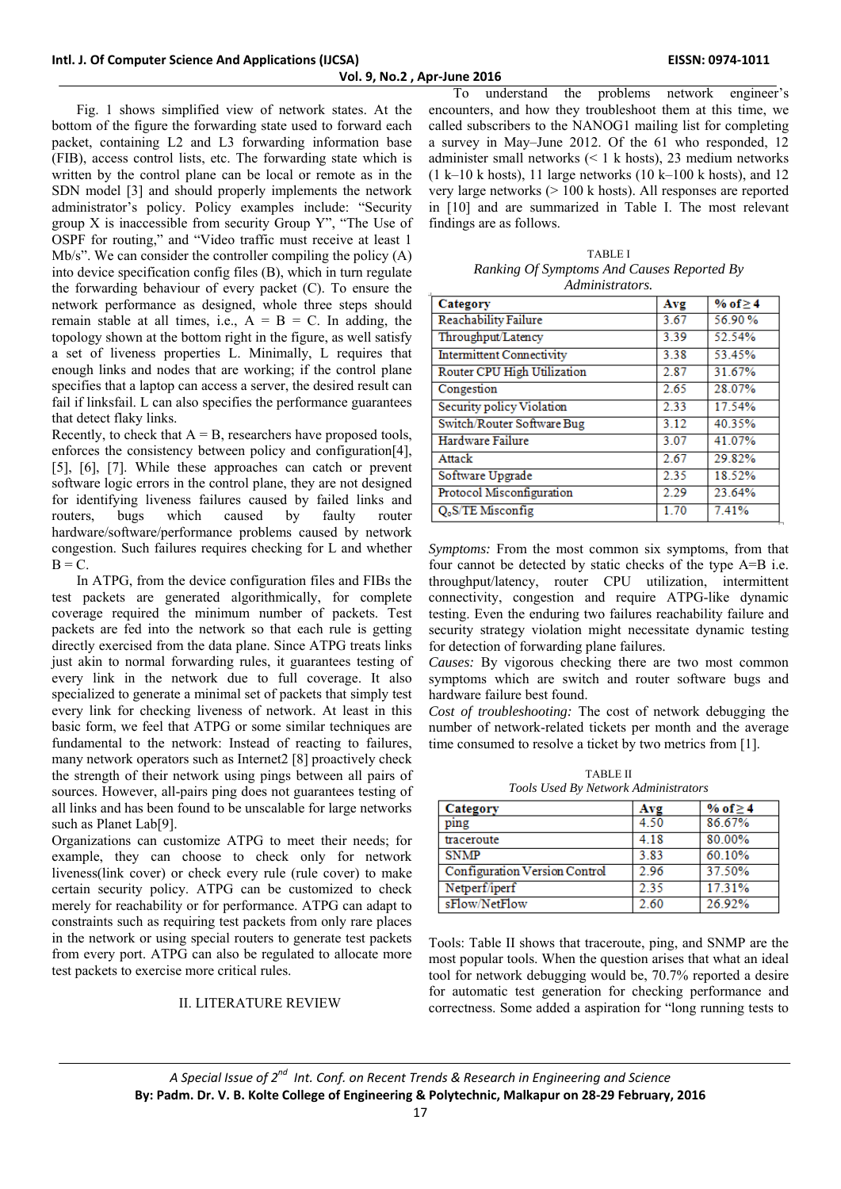Fig. 1 shows simplified view of network states. At the bottom of the figure the forwarding state used to forward each packet, containing L2 and L3 forwarding information base (FIB), access control lists, etc. The forwarding state which is written by the control plane can be local or remote as in the SDN model [3] and should properly implements the network administrator's policy. Policy examples include: "Security group X is inaccessible from security Group Y", "The Use of OSPF for routing," and "Video traffic must receive at least 1 Mb/s". We can consider the controller compiling the policy (A) into device specification config files (B), which in turn regulate the forwarding behaviour of every packet (C). To ensure the network performance as designed, whole three steps should remain stable at all times, i.e., A = B = C. In adding, the topology shown at the bottom right in the figure, as well satisfy a set of liveness properties L. Minimally, L requires that enough links and nodes that are working; if the control plane specifies that a laptop can access a server, the desired result can fail if linksfail. L can also specifies the performance guarantees that detect flaky links.

Recently, to check that A = B, researchers have proposed tools, enforces the consistency between policy and configuration[4], [5], [6], [7]. While these approaches can catch or prevent software logic errors in the control plane, they are not designed for identifying liveness failures caused by failed links and routers, bugs which caused by faulty router hardware/software/performance problems caused by network congestion. Such failures requires checking for L and whether B = C.

In ATPG, from the device configuration files and FIBs the test packets are generated algorithmically, for complete coverage required the minimum number of packets. Test packets are fed into the network so that each rule is getting directly exercised from the data plane. Since ATPG treats links just akin to normal forwarding rules, it guarantees testing of every link in the network due to full coverage. It also specialized to generate a minimal set of packets that simply test every link for checking liveness of network. At least in this basic form, we feel that ATPG or some similar techniques are fundamental to the network: Instead of reacting to failures, many network operators such as Internet2 [8] proactively check the strength of their network using pings between all pairs of sources. However, all-pairs ping does not guarantees testing of all links and has been found to be unscalable for large networks such as Planet Lab[9].

Organizations can customize ATPG to meet their needs; for example, they can choose to check only for network liveness(link cover) or check every rule (rule cover) to make certain security policy. ATPG can be customized to check merely for reachability or for performance. ATPG can adapt to constraints such as requiring test packets from only rare places in the network or using special routers to generate test packets from every port. ATPG can also be regulated to allocate more test packets to exercise more critical rules.

## II. LITERATURE REVIEW

To understand the problems network engineer's encounters, and how they troubleshoot them at this time, we called subscribers to the NANOG1 mailing list for completing a survey in May–June 2012. Of the 61 who responded, 12 administer small networks (< 1 k hosts), 23 medium networks (1 k–10 k hosts), 11 large networks (10 k–100 k hosts), and 12 very large networks (> 100 k hosts). All responses are reported in [10] and are summarized in Table I. The most relevant findings are as follows.

TABLE I
*Ranking Of Symptoms And Causes Reported By Administrators.*

| Category | Avg | % of ≥ 4 |
|---|---|---|
| Reachability Failure | 3.67 | 56.90 % |
| Throughput/Latency | 3.39 | 52.54% |
| Intermittent Connectivity | 3.38 | 53.45% |
| Router CPU High Utilization | 2.87 | 31.67% |
| Congestion | 2.65 | 28.07% |
| Security policy Violation | 2.33 | 17.54% |
| Switch/Router Software Bug | 3.12 | 40.35% |
| Hardware Failure | 3.07 | 41.07% |
| Attack | 2.67 | 29.82% |
| Software Upgrade | 2.35 | 18.52% |
| Protocol Misconfiguration | 2.29 | 23.64% |
| QoS/TE Misconfig | 1.70 | 7.41% |

*Symptoms:* From the most common six symptoms, from that four cannot be detected by static checks of the type A=B i.e. throughput/latency, router CPU utilization, intermittent connectivity, congestion and require ATPG-like dynamic testing. Even the enduring two failures reachability failure and security strategy violation might necessitate dynamic testing for detection of forwarding plane failures.

*Causes:* By vigorous checking there are two most common symptoms which are switch and router software bugs and hardware failure best found.

*Cost of troubleshooting:* The cost of network debugging the number of network-related tickets per month and the average time consumed to resolve a ticket by two metrics from [1].

TABLE II
*Tools Used By Network Administrators*

| Category | Avg | % of ≥ 4 |
|---|---|---|
| ping | 4.50 | 86.67% |
| traceroute | 4.18 | 80.00% |
| SNMP | 3.83 | 60.10% |
| Configuration Version Control | 2.96 | 37.50% |
| Netperf/iperf | 2.35 | 17.31% |
| sFlow/NetFlow | 2.60 | 26.92% |

Tools: Table II shows that traceroute, ping, and SNMP are the most popular tools. When the question arises that what an ideal tool for network debugging would be, 70.7% reported a desire for automatic test generation for checking performance and correctness. Some added a aspiration for "long running tests to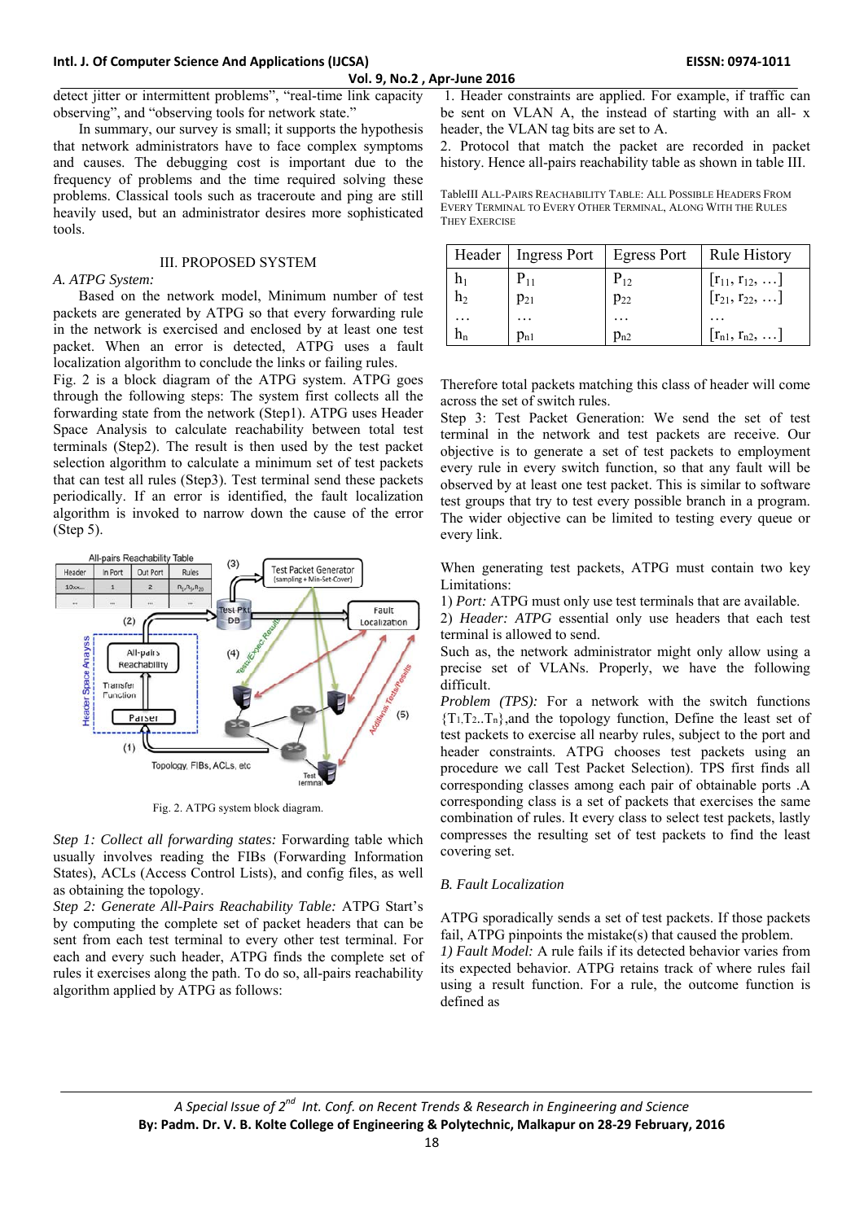detect jitter or intermittent problems", "real-time link capacity observing", and "observing tools for network state."

In summary, our survey is small; it supports the hypothesis that network administrators have to face complex symptoms and causes. The debugging cost is important and the frequency of problems and the time required solving these problems. Classical tools such as traceroute and ping are still heavily used, but an administrator desires more sophisticated tools.

## III. PROPOSED SYSTEM

### *A. ATPG System:*

Based on the network model, Minimum number of test packets are generated by ATPG so that every forwarding rule in the network is exercised and enclosed by at least one test packet. When an error is detected, ATPG uses a fault localization algorithm to conclude the links or failing rules.

Fig. 2 is a block diagram of the ATPG system. ATPG goes through the following steps: The system first collects all the forwarding state from the network (Step1). ATPG uses Header Space Analysis to calculate reachability between total test terminals (Step2). The result is then used by the test packet selection algorithm to calculate a minimum set of test packets that can test all rules (Step3). Test terminal send these packets periodically. If an error is identified, the fault localization algorithm is invoked to narrow down the cause of the error (Step 5).

Fig. 2. ATPG system block diagram.

*Step 1: Collect all forwarding states:* Forwarding table which usually involves reading the FIBs (Forwarding Information States), ACLs (Access Control Lists), and config files, as well as obtaining the topology.

*Step 2: Generate All-Pairs Reachability Table:* ATPG Start's by computing the complete set of packet headers that can be sent from each test terminal to every other test terminal. For each and every such header, ATPG finds the complete set of rules it exercises along the path. To do so, all-pairs reachability algorithm applied by ATPG as follows:

1. Header constraints are applied. For example, if traffic can be sent on VLAN A, the instead of starting with an all- x header, the VLAN tag bits are set to A.
2. Protocol that match the packet are recorded in packet history. Hence all-pairs reachability table as shown in table III.

TableIII ALL-PAIRS REACHABILITY TABLE: ALL POSSIBLE HEADERS FROM EVERY TERMINAL TO EVERY OTHER TERMINAL, ALONG WITH THE RULES THEY EXERCISE

| Header | Ingress Port | Egress Port | Rule History |
|---|---|---|---|
| $h_1$ | $P_{11}$ | $P_{12}$ | $[r_{11}, r_{12}, \ldots]$ |
| $h_2$ | $p_{21}$ | $p_{22}$ | $[r_{21}, r_{22}, \ldots]$ |
| … | … | … | … |
| $h_n$ | $p_{n1}$ | $p_{n2}$ | $[r_{n1}, r_{n2}, \ldots]$ |

Therefore total packets matching this class of header will come across the set of switch rules.

Step 3: Test Packet Generation: We send the set of test terminal in the network and test packets are receive. Our objective is to generate a set of test packets to employment every rule in every switch function, so that any fault will be observed by at least one test packet. This is similar to software test groups that try to test every possible branch in a program. The wider objective can be limited to testing every queue or every link.

When generating test packets, ATPG must contain two key Limitations:

1) *Port:* ATPG must only use test terminals that are available.
2) *Header: ATPG* essential only use headers that each test terminal is allowed to send.

Such as, the network administrator might only allow using a precise set of VLANs. Properly, we have the following difficult.

*Problem (TPS):* For a network with the switch functions $\{T_1, T_2..T_n\}$,and the topology function, Define the least set of test packets to exercise all nearby rules, subject to the port and header constraints. ATPG chooses test packets using an procedure we call Test Packet Selection). TPS first finds all corresponding classes among each pair of obtainable ports .A corresponding class is a set of packets that exercises the same combination of rules. It every class to select test packets, lastly compresses the resulting set of test packets to find the least covering set.

### *B. Fault Localization*

ATPG sporadically sends a set of test packets. If those packets fail, ATPG pinpoints the mistake(s) that caused the problem.

*1) Fault Model:* A rule fails if its detected behavior varies from its expected behavior. ATPG retains track of where rules fail using a result function. For a rule, the outcome function is defined as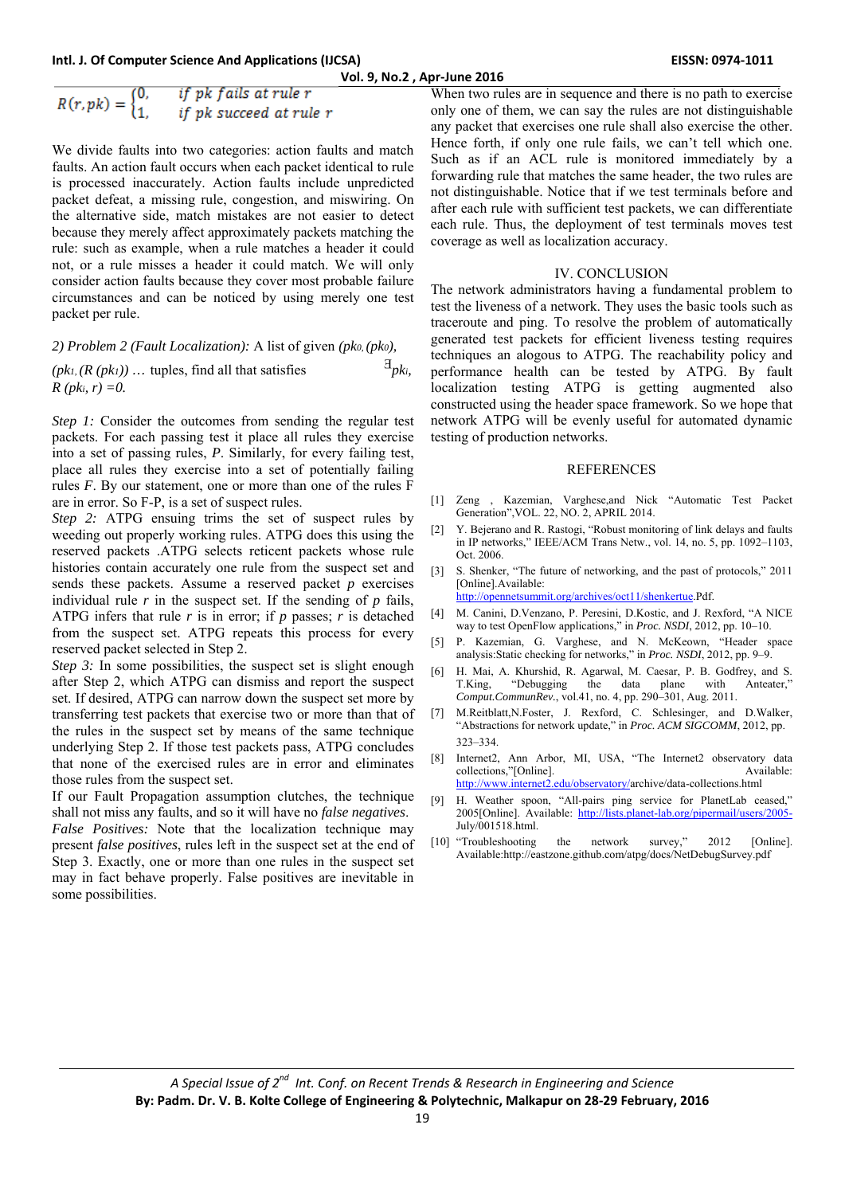$$R(r, pk) = \begin{cases} 0, & \text{if } pk \text{ fails at rule } r \\ 1, & \text{if } pk \text{ succeed at rule } r \end{cases}$$

We divide faults into two categories: action faults and match faults. An action fault occurs when each packet identical to rule is processed inaccurately. Action faults include unpredicted packet defeat, a missing rule, congestion, and miswiring. On the alternative side, match mistakes are not easier to detect because they merely affect approximately packets matching the rule: such as example, when a rule matches a header it could not, or a rule misses a header it could match. We will only consider action faults because they cover most probable failure circumstances and can be noticed by using merely one test packet per rule.

*2) Problem 2 (Fault Localization):* A list of given *(*$pk_0$*, (*$pk_0$*), (*$pk_1$*, (R (*$pk_1$*))* … tuples, find all that satisfies $\exists pk_i$, $R(pk_i, r) = 0$.

*Step 1:* Consider the outcomes from sending the regular test packets. For each passing test it place all rules they exercise into a set of passing rules, *P*. Similarly, for every failing test, place all rules they exercise into a set of potentially failing rules *F*. By our statement, one or more than one of the rules F are in error. So F-P, is a set of suspect rules.

*Step 2:* ATPG ensuing trims the set of suspect rules by weeding out properly working rules. ATPG does this using the reserved packets .ATPG selects reticent packets whose rule histories contain accurately one rule from the suspect set and sends these packets. Assume a reserved packet *p* exercises individual rule *r* in the suspect set. If the sending of *p* fails, ATPG infers that rule *r* is in error; if *p* passes; *r* is detached from the suspect set. ATPG repeats this process for every reserved packet selected in Step 2.

*Step 3:* In some possibilities, the suspect set is slight enough after Step 2, which ATPG can dismiss and report the suspect set. If desired, ATPG can narrow down the suspect set more by transferring test packets that exercise two or more than that of the rules in the suspect set by means of the same technique underlying Step 2. If those test packets pass, ATPG concludes that none of the exercised rules are in error and eliminates those rules from the suspect set.

If our Fault Propagation assumption clutches, the technique shall not miss any faults, and so it will have no *false negatives*.

*False Positives:* Note that the localization technique may present *false positives*, rules left in the suspect set at the end of Step 3. Exactly, one or more than one rules in the suspect set may in fact behave properly. False positives are inevitable in some possibilities.

When two rules are in sequence and there is no path to exercise only one of them, we can say the rules are not distinguishable any packet that exercises one rule shall also exercise the other. Hence forth, if only one rule fails, we can't tell which one. Such as if an ACL rule is monitored immediately by a forwarding rule that matches the same header, the two rules are not distinguishable. Notice that if we test terminals before and after each rule with sufficient test packets, we can differentiate each rule. Thus, the deployment of test terminals moves test coverage as well as localization accuracy.

## IV. CONCLUSION

The network administrators having a fundamental problem to test the liveness of a network. They uses the basic tools such as traceroute and ping. To resolve the problem of automatically generated test packets for efficient liveness testing requires techniques an alogous to ATPG. The reachability policy and performance health can be tested by ATPG. By fault localization testing ATPG is getting augmented also constructed using the header space framework. So we hope that network ATPG will be evenly useful for automated dynamic testing of production networks.

## REFERENCES

[1] Zeng , Kazemian, Varghese,and Nick "Automatic Test Packet Generation",VOL. 22, NO. 2, APRIL 2014.

[2] Y. Bejerano and R. Rastogi, "Robust monitoring of link delays and faults in IP networks," IEEE/ACM Trans Netw., vol. 14, no. 5, pp. 1092–1103, Oct. 2006.

[3] S. Shenker, "The future of networking, and the past of protocols," 2011 [Online].Available: http://opennetsummit.org/archives/oct11/shenkertue.Pdf.

[4] M. Canini, D.Venzano, P. Peresini, D.Kostic, and J. Rexford, "A NICE way to test OpenFlow applications," in *Proc. NSDI*, 2012, pp. 10–10.

[5] P. Kazemian, G. Varghese, and N. McKeown, "Header space analysis:Static checking for networks," in *Proc. NSDI*, 2012, pp. 9–9.

[6] H. Mai, A. Khurshid, R. Agarwal, M. Caesar, P. B. Godfrey, and S. T.King, "Debugging the data plane with Anteater," *Comput.CommunRev.*, vol.41, no. 4, pp. 290–301, Aug. 2011.

[7] M.Reitblatt,N.Foster, J. Rexford, C. Schlesinger, and D.Walker, "Abstractions for network update," in *Proc. ACM SIGCOMM*, 2012, pp. 323–334.

[8] Internet2, Ann Arbor, MI, USA, "The Internet2 observatory data collections,"[Online]. Available: http://www.internet2.edu/observatory/archive/data-collections.html

[9] H. Weather spoon, "All-pairs ping service for PlanetLab ceased," 2005[Online]. Available: http://lists.planet-lab.org/pipermail/users/2005-July/001518.html.

[10] "Troubleshooting the network survey," 2012 [Online]. Available:http://eastzone.github.com/atpg/docs/NetDebugSurvey.pdf